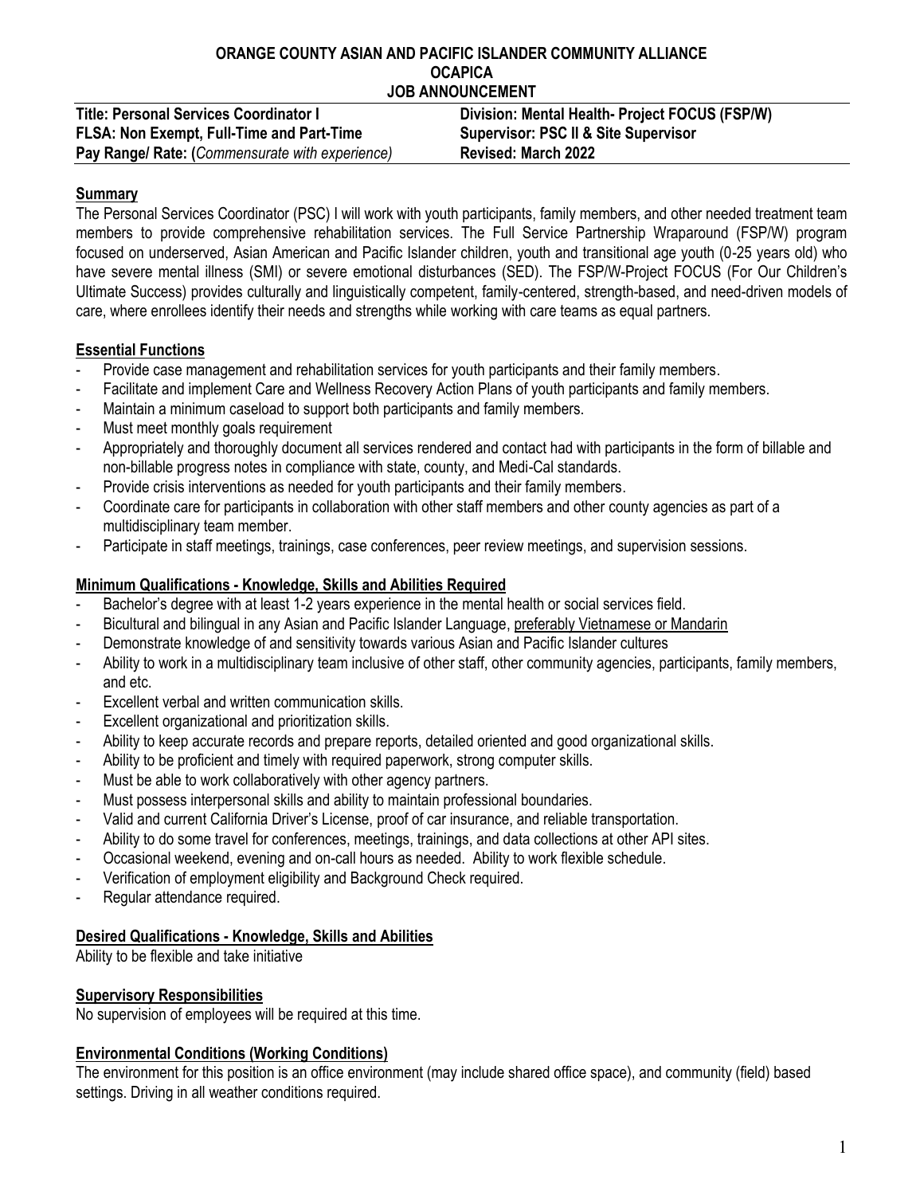**ORANGE COUNTY ASIAN AND PACIFIC ISLANDER COMMUNITY ALLIANCE**
**OCAPICA**
**JOB ANNOUNCEMENT**

| **Title: Personal Services Coordinator I** | **Division: Mental Health- Project FOCUS (FSP/W)** |
| --- | --- |
| **FLSA: Non Exempt, Full-Time and Part-Time** | **Supervisor: PSC II & Site Supervisor** |
| **Pay Range/ Rate: (***Commensurate with experience***)** | **Revised: March 2022** |

## Summary

The Personal Services Coordinator (PSC) I will work with youth participants, family members, and other needed treatment team members to provide comprehensive rehabilitation services. The Full Service Partnership Wraparound (FSP/W) program focused on underserved, Asian American and Pacific Islander children, youth and transitional age youth (0-25 years old) who have severe mental illness (SMI) or severe emotional disturbances (SED). The FSP/W-Project FOCUS (For Our Children's Ultimate Success) provides culturally and linguistically competent, family-centered, strength-based, and need-driven models of care, where enrollees identify their needs and strengths while working with care teams as equal partners.

## Essential Functions

- Provide case management and rehabilitation services for youth participants and their family members.
- Facilitate and implement Care and Wellness Recovery Action Plans of youth participants and family members.
- Maintain a minimum caseload to support both participants and family members.
- Must meet monthly goals requirement
- Appropriately and thoroughly document all services rendered and contact had with participants in the form of billable and non-billable progress notes in compliance with state, county, and Medi-Cal standards.
- Provide crisis interventions as needed for youth participants and their family members.
- Coordinate care for participants in collaboration with other staff members and other county agencies as part of a multidisciplinary team member.
- Participate in staff meetings, trainings, case conferences, peer review meetings, and supervision sessions.

## Minimum Qualifications - Knowledge, Skills and Abilities Required

- Bachelor's degree with at least 1-2 years experience in the mental health or social services field.
- Bicultural and bilingual in any Asian and Pacific Islander Language, preferably Vietnamese or Mandarin
- Demonstrate knowledge of and sensitivity towards various Asian and Pacific Islander cultures
- Ability to work in a multidisciplinary team inclusive of other staff, other community agencies, participants, family members, and etc.
- Excellent verbal and written communication skills.
- Excellent organizational and prioritization skills.
- Ability to keep accurate records and prepare reports, detailed oriented and good organizational skills.
- Ability to be proficient and timely with required paperwork, strong computer skills.
- Must be able to work collaboratively with other agency partners.
- Must possess interpersonal skills and ability to maintain professional boundaries.
- Valid and current California Driver's License, proof of car insurance, and reliable transportation.
- Ability to do some travel for conferences, meetings, trainings, and data collections at other API sites.
- Occasional weekend, evening and on-call hours as needed. Ability to work flexible schedule.
- Verification of employment eligibility and Background Check required.
- Regular attendance required.

## Desired Qualifications - Knowledge, Skills and Abilities

Ability to be flexible and take initiative

## Supervisory Responsibilities

No supervision of employees will be required at this time.

## Environmental Conditions (Working Conditions)

The environment for this position is an office environment (may include shared office space), and community (field) based settings. Driving in all weather conditions required.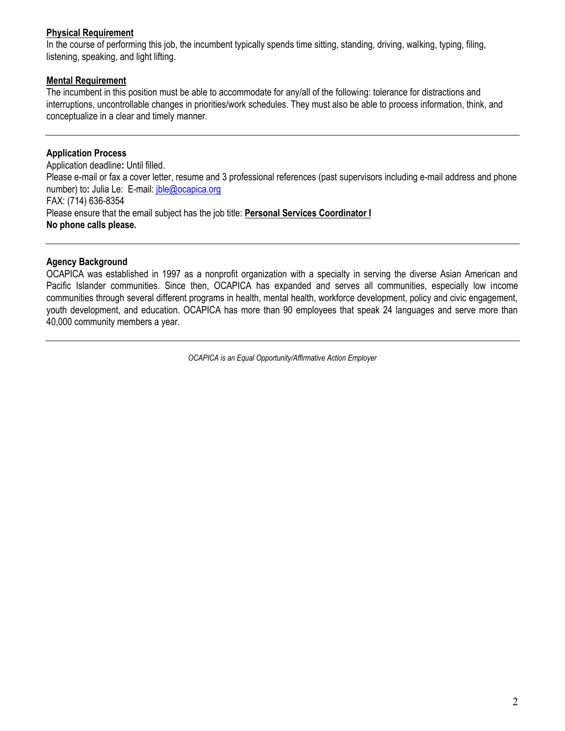**Physical Requirement**

In the course of performing this job, the incumbent typically spends time sitting, standing, driving, walking, typing, filing, listening, speaking, and light lifting.

**Mental Requirement**

The incumbent in this position must be able to accommodate for any/all of the following: tolerance for distractions and interruptions, uncontrollable changes in priorities/work schedules. They must also be able to process information, think, and conceptualize in a clear and timely manner.

---

**Application Process**

Application deadline**:** Until filled.
Please e-mail or fax a cover letter, resume and 3 professional references (past supervisors including e-mail address and phone number) to**:** Julia Le: E-mail: jble@ocapica.org
FAX: (714) 636-8354
Please ensure that the email subject has the job title: **Personal Services Coordinator I**
**No phone calls please.**

---

**Agency Background**

OCAPICA was established in 1997 as a nonprofit organization with a specialty in serving the diverse Asian American and Pacific Islander communities. Since then, OCAPICA has expanded and serves all communities, especially low income communities through several different programs in health, mental health, workforce development, policy and civic engagement, youth development, and education. OCAPICA has more than 90 employees that speak 24 languages and serve more than 40,000 community members a year.

---

*OCAPICA is an Equal Opportunity/Affirmative Action Employer*